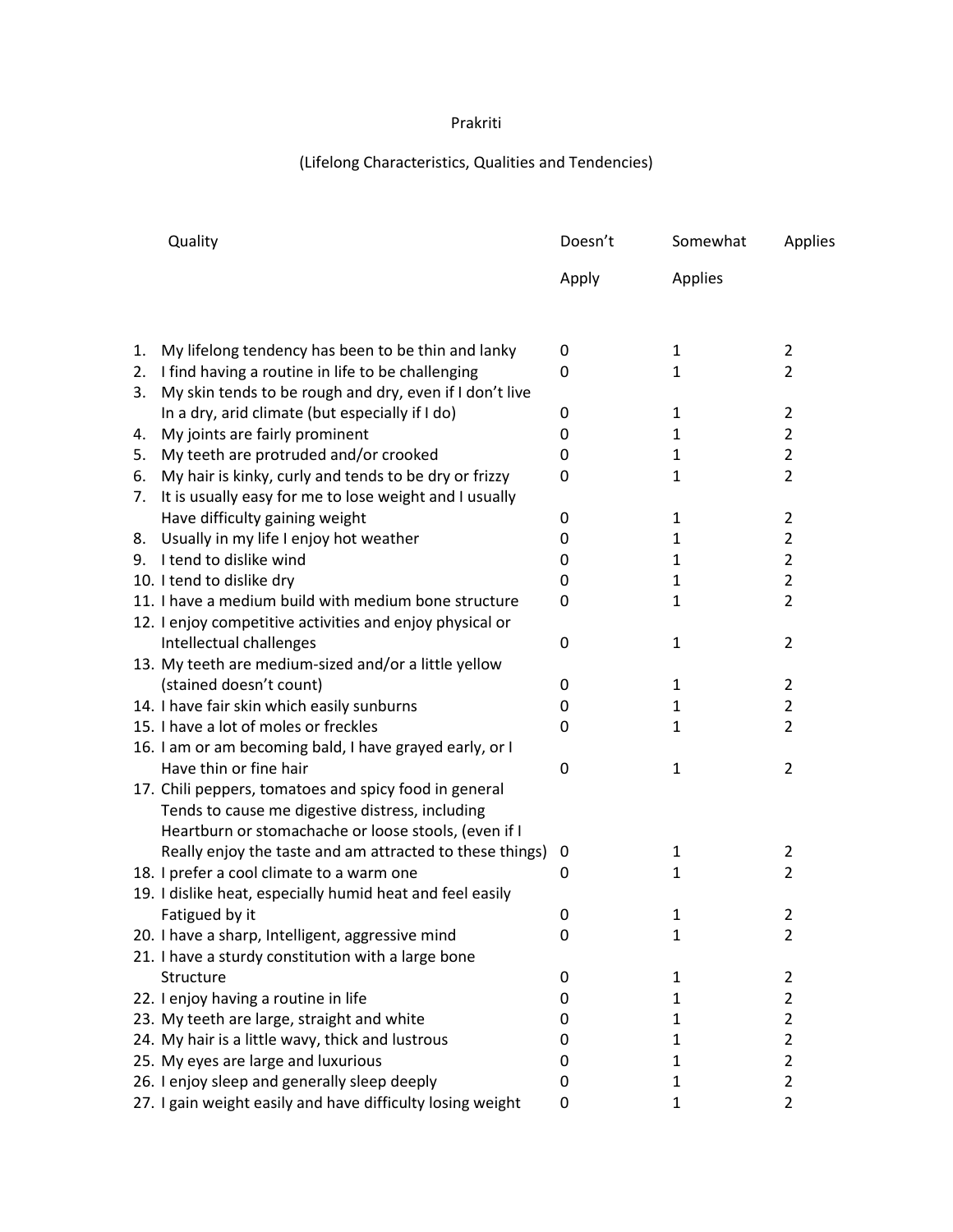# Prakriti

## (Lifelong Characteristics, Qualities and Tendencies)

| | Quality | Doesn't Apply | Somewhat Applies | Applies |
|---|---|---|---|---|
| 1. | My lifelong tendency has been to be thin and lanky | 0 | 1 | 2 |
| 2. | I find having a routine in life to be challenging | 0 | 1 | 2 |
| 3. | My skin tends to be rough and dry, even if I don't live In a dry, arid climate (but especially if I do) | 0 | 1 | 2 |
| 4. | My joints are fairly prominent | 0 | 1 | 2 |
| 5. | My teeth are protruded and/or crooked | 0 | 1 | 2 |
| 6. | My hair is kinky, curly and tends to be dry or frizzy | 0 | 1 | 2 |
| 7. | It is usually easy for me to lose weight and I usually Have difficulty gaining weight | 0 | 1 | 2 |
| 8. | Usually in my life I enjoy hot weather | 0 | 1 | 2 |
| 9. | I tend to dislike wind | 0 | 1 | 2 |
| 10. | I tend to dislike dry | 0 | 1 | 2 |
| 11. | I have a medium build with medium bone structure | 0 | 1 | 2 |
| 12. | I enjoy competitive activities and enjoy physical or Intellectual challenges | 0 | 1 | 2 |
| 13. | My teeth are medium-sized and/or a little yellow (stained doesn't count) | 0 | 1 | 2 |
| 14. | I have fair skin which easily sunburns | 0 | 1 | 2 |
| 15. | I have a lot of moles or freckles | 0 | 1 | 2 |
| 16. | I am or am becoming bald, I have grayed early, or I Have thin or fine hair | 0 | 1 | 2 |
| 17. | Chili peppers, tomatoes and spicy food in general Tends to cause me digestive distress, including Heartburn or stomachache or loose stools, (even if I Really enjoy the taste and am attracted to these things) | 0 | 1 | 2 |
| 18. | I prefer a cool climate to a warm one | 0 | 1 | 2 |
| 19. | I dislike heat, especially humid heat and feel easily Fatigued by it | 0 | 1 | 2 |
| 20. | I have a sharp, Intelligent, aggressive mind | 0 | 1 | 2 |
| 21. | I have a sturdy constitution with a large bone Structure | 0 | 1 | 2 |
| 22. | I enjoy having a routine in life | 0 | 1 | 2 |
| 23. | My teeth are large, straight and white | 0 | 1 | 2 |
| 24. | My hair is a little wavy, thick and lustrous | 0 | 1 | 2 |
| 25. | My eyes are large and luxurious | 0 | 1 | 2 |
| 26. | I enjoy sleep and generally sleep deeply | 0 | 1 | 2 |
| 27. | I gain weight easily and have difficulty losing weight | 0 | 1 | 2 |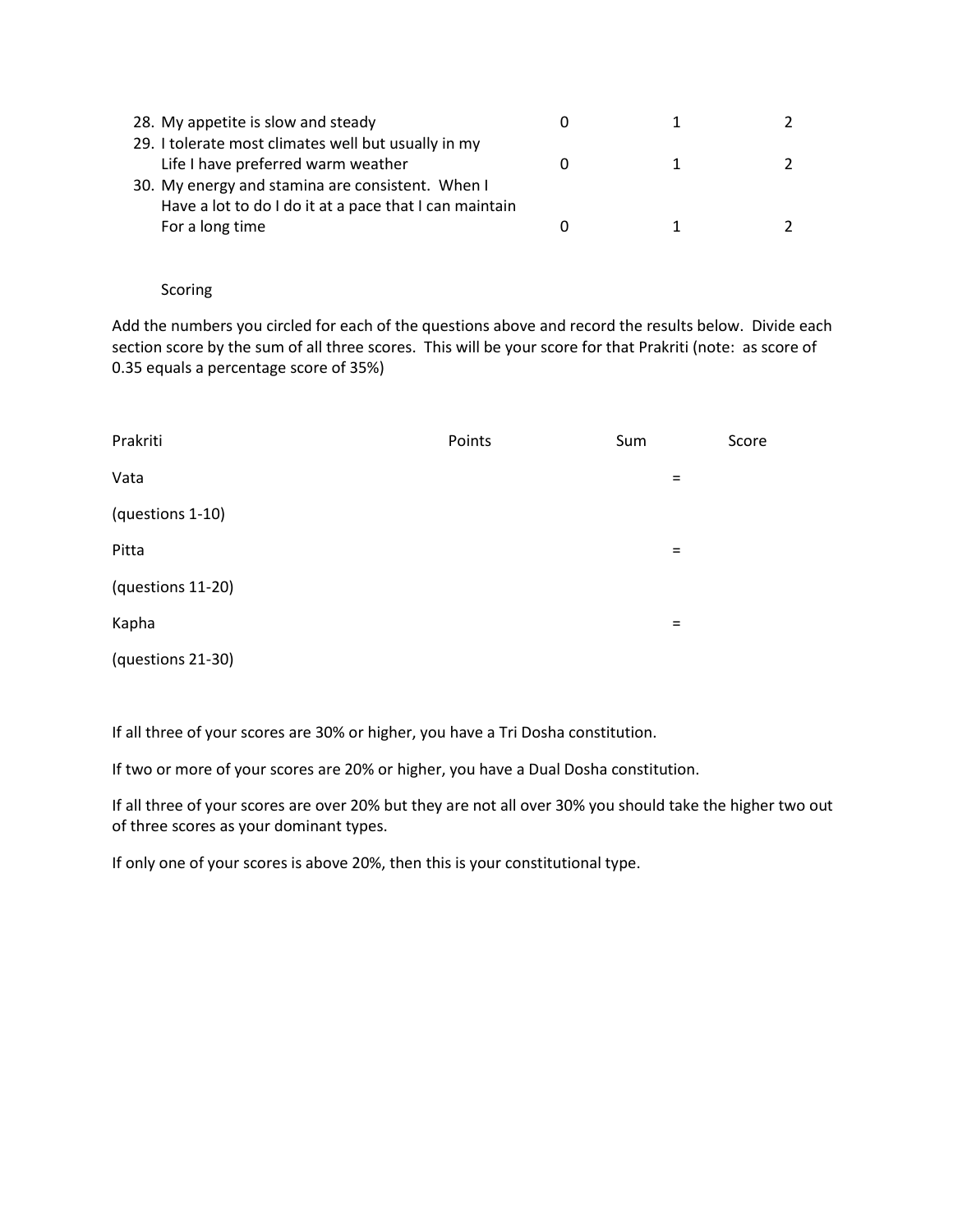| | | | |
|---|---|---|---|
| 28. My appetite is slow and steady | 0 | 1 | 2 |
| 29. I tolerate most climates well but usually in my Life I have preferred warm weather | 0 | 1 | 2 |
| 30. My energy and stamina are consistent. When I Have a lot to do I do it at a pace that I can maintain For a long time | 0 | 1 | 2 |

Scoring

Add the numbers you circled for each of the questions above and record the results below. Divide each section score by the sum of all three scores. This will be your score for that Prakriti (note: as score of 0.35 equals a percentage score of 35%)

| Prakriti | Points | Sum | | Score |
|---|---|---|---|---|
| Vata | | | = | |
| (questions 1-10) | | | | |
| Pitta | | | = | |
| (questions 11-20) | | | | |
| Kapha | | | = | |
| (questions 21-30) | | | | |

If all three of your scores are 30% or higher, you have a Tri Dosha constitution.

If two or more of your scores are 20% or higher, you have a Dual Dosha constitution.

If all three of your scores are over 20% but they are not all over 30% you should take the higher two out of three scores as your dominant types.

If only one of your scores is above 20%, then this is your constitutional type.